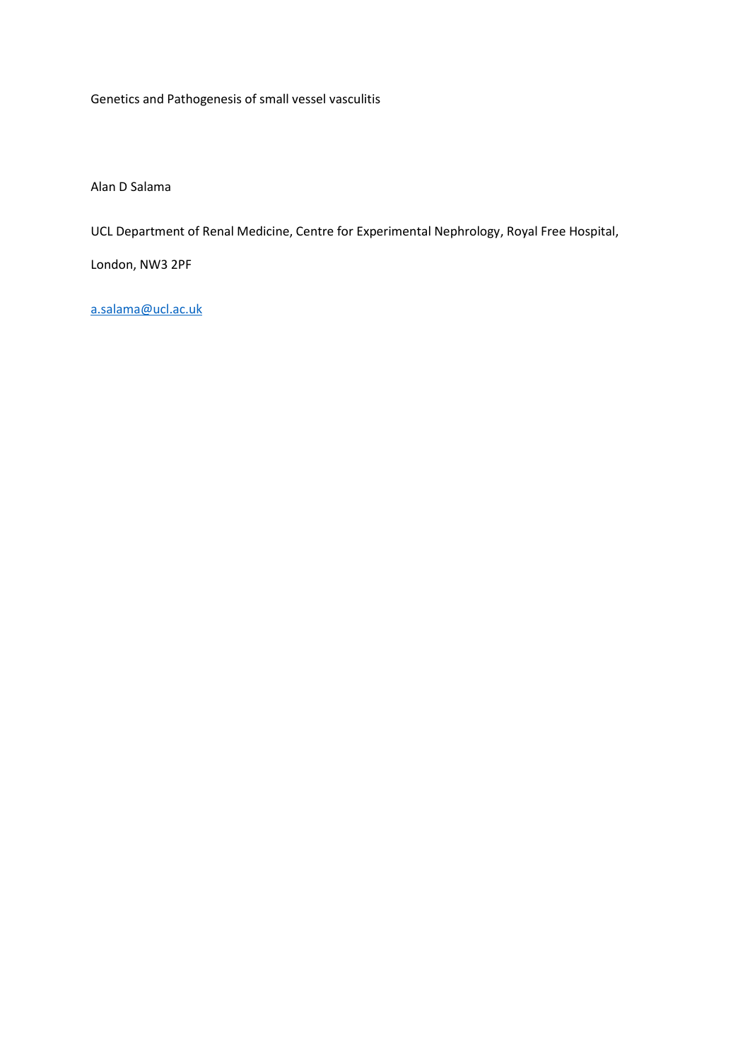# Genetics and Pathogenesis of small vessel vasculitis

Alan D Salama

UCL Department of Renal Medicine, Centre for Experimental Nephrology, Royal Free Hospital,

London, NW3 2PF

a.salama@ucl.ac.uk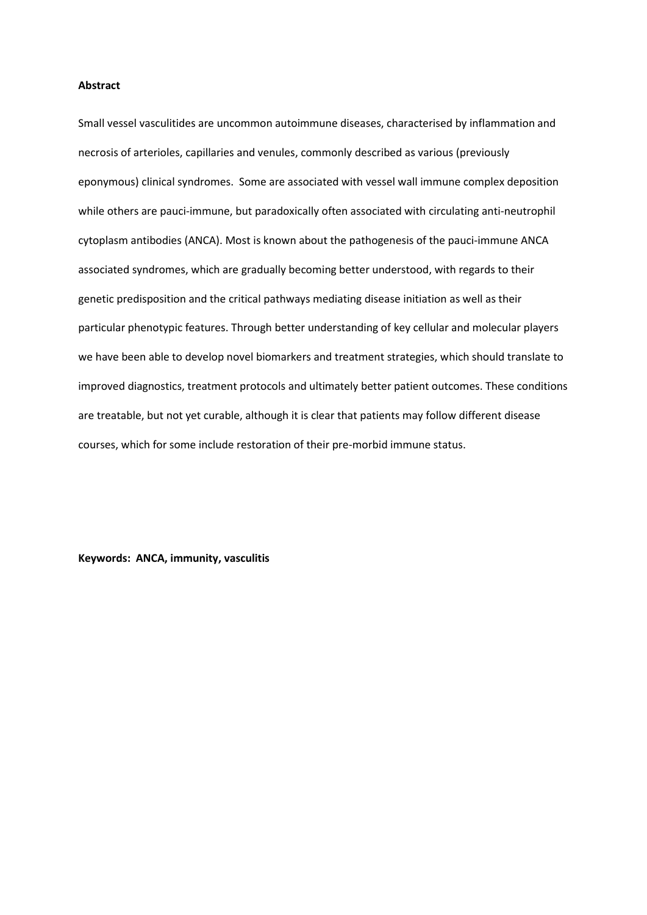**Abstract**

Small vessel vasculitides are uncommon autoimmune diseases, characterised by inflammation and necrosis of arterioles, capillaries and venules, commonly described as various (previously eponymous) clinical syndromes. Some are associated with vessel wall immune complex deposition while others are pauci-immune, but paradoxically often associated with circulating anti-neutrophil cytoplasm antibodies (ANCA). Most is known about the pathogenesis of the pauci-immune ANCA associated syndromes, which are gradually becoming better understood, with regards to their genetic predisposition and the critical pathways mediating disease initiation as well as their particular phenotypic features. Through better understanding of key cellular and molecular players we have been able to develop novel biomarkers and treatment strategies, which should translate to improved diagnostics, treatment protocols and ultimately better patient outcomes. These conditions are treatable, but not yet curable, although it is clear that patients may follow different disease courses, which for some include restoration of their pre-morbid immune status.

**Keywords: ANCA, immunity, vasculitis**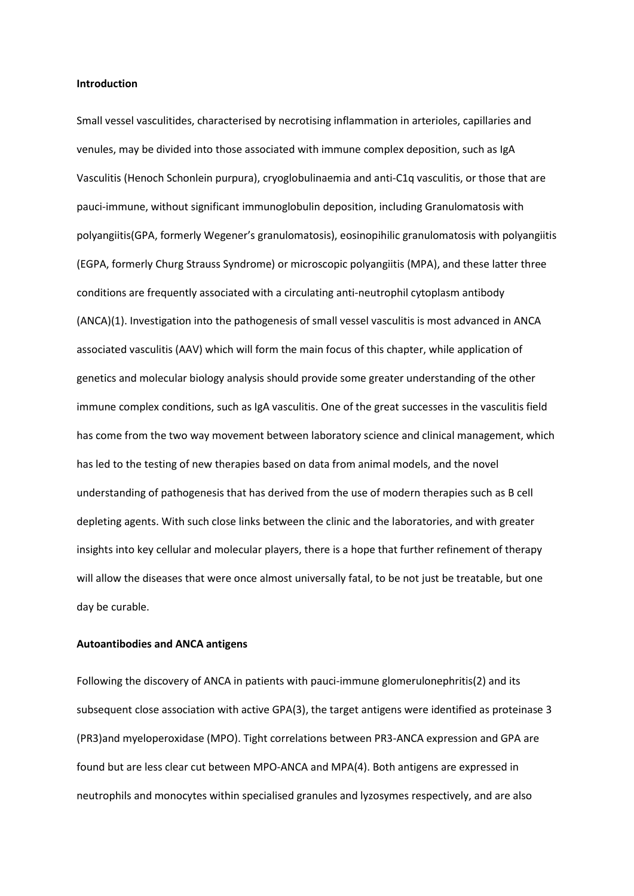**Introduction**

Small vessel vasculitides, characterised by necrotising inflammation in arterioles, capillaries and venules, may be divided into those associated with immune complex deposition, such as IgA Vasculitis (Henoch Schonlein purpura), cryoglobulinaemia and anti-C1q vasculitis, or those that are pauci-immune, without significant immunoglobulin deposition, including Granulomatosis with polyangiitis(GPA, formerly Wegener's granulomatosis), eosinopihilic granulomatosis with polyangiitis (EGPA, formerly Churg Strauss Syndrome) or microscopic polyangiitis (MPA), and these latter three conditions are frequently associated with a circulating anti-neutrophil cytoplasm antibody (ANCA)(1). Investigation into the pathogenesis of small vessel vasculitis is most advanced in ANCA associated vasculitis (AAV) which will form the main focus of this chapter, while application of genetics and molecular biology analysis should provide some greater understanding of the other immune complex conditions, such as IgA vasculitis. One of the great successes in the vasculitis field has come from the two way movement between laboratory science and clinical management, which has led to the testing of new therapies based on data from animal models, and the novel understanding of pathogenesis that has derived from the use of modern therapies such as B cell depleting agents. With such close links between the clinic and the laboratories, and with greater insights into key cellular and molecular players, there is a hope that further refinement of therapy will allow the diseases that were once almost universally fatal, to be not just be treatable, but one day be curable.

**Autoantibodies and ANCA antigens**

Following the discovery of ANCA in patients with pauci-immune glomerulonephritis(2) and its subsequent close association with active GPA(3), the target antigens were identified as proteinase 3 (PR3)and myeloperoxidase (MPO). Tight correlations between PR3-ANCA expression and GPA are found but are less clear cut between MPO-ANCA and MPA(4). Both antigens are expressed in neutrophils and monocytes within specialised granules and lyzosymes respectively, and are also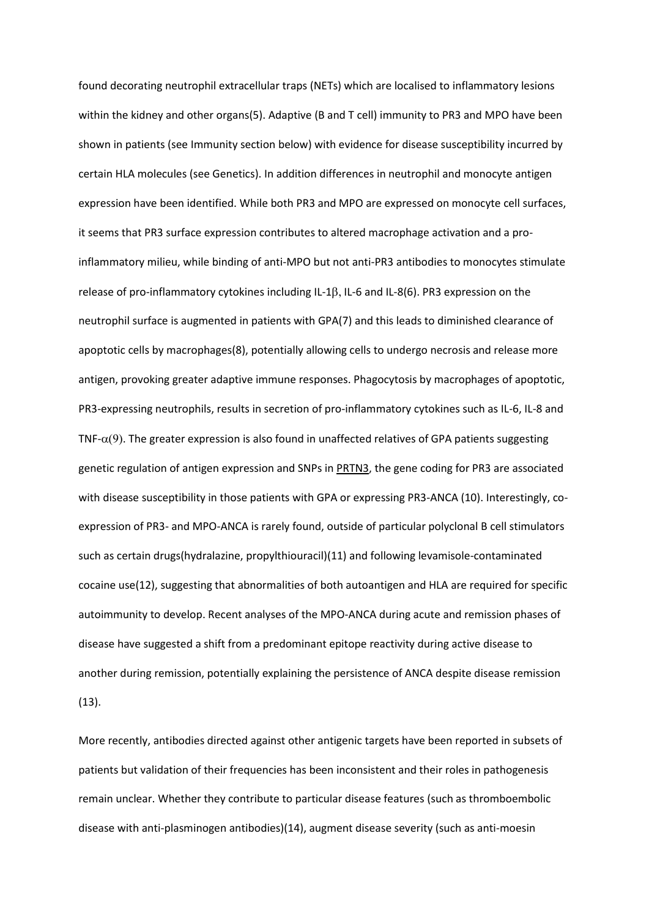found decorating neutrophil extracellular traps (NETs) which are localised to inflammatory lesions within the kidney and other organs(5). Adaptive (B and T cell) immunity to PR3 and MPO have been shown in patients (see Immunity section below) with evidence for disease susceptibility incurred by certain HLA molecules (see Genetics). In addition differences in neutrophil and monocyte antigen expression have been identified. While both PR3 and MPO are expressed on monocyte cell surfaces, it seems that PR3 surface expression contributes to altered macrophage activation and a pro-inflammatory milieu, while binding of anti-MPO but not anti-PR3 antibodies to monocytes stimulate release of pro-inflammatory cytokines including IL-1$\beta$, IL-6 and IL-8(6). PR3 expression on the neutrophil surface is augmented in patients with GPA(7) and this leads to diminished clearance of apoptotic cells by macrophages(8), potentially allowing cells to undergo necrosis and release more antigen, provoking greater adaptive immune responses. Phagocytosis by macrophages of apoptotic, PR3-expressing neutrophils, results in secretion of pro-inflammatory cytokines such as IL-6, IL-8 and TNF-$\alpha$(9). The greater expression is also found in unaffected relatives of GPA patients suggesting genetic regulation of antigen expression and SNPs in PRTN3, the gene coding for PR3 are associated with disease susceptibility in those patients with GPA or expressing PR3-ANCA (10). Interestingly, co-expression of PR3- and MPO-ANCA is rarely found, outside of particular polyclonal B cell stimulators such as certain drugs(hydralazine, propylthiouracil)(11) and following levamisole-contaminated cocaine use(12), suggesting that abnormalities of both autoantigen and HLA are required for specific autoimmunity to develop. Recent analyses of the MPO-ANCA during acute and remission phases of disease have suggested a shift from a predominant epitope reactivity during active disease to another during remission, potentially explaining the persistence of ANCA despite disease remission (13).

More recently, antibodies directed against other antigenic targets have been reported in subsets of patients but validation of their frequencies has been inconsistent and their roles in pathogenesis remain unclear. Whether they contribute to particular disease features (such as thromboembolic disease with anti-plasminogen antibodies)(14), augment disease severity (such as anti-moesin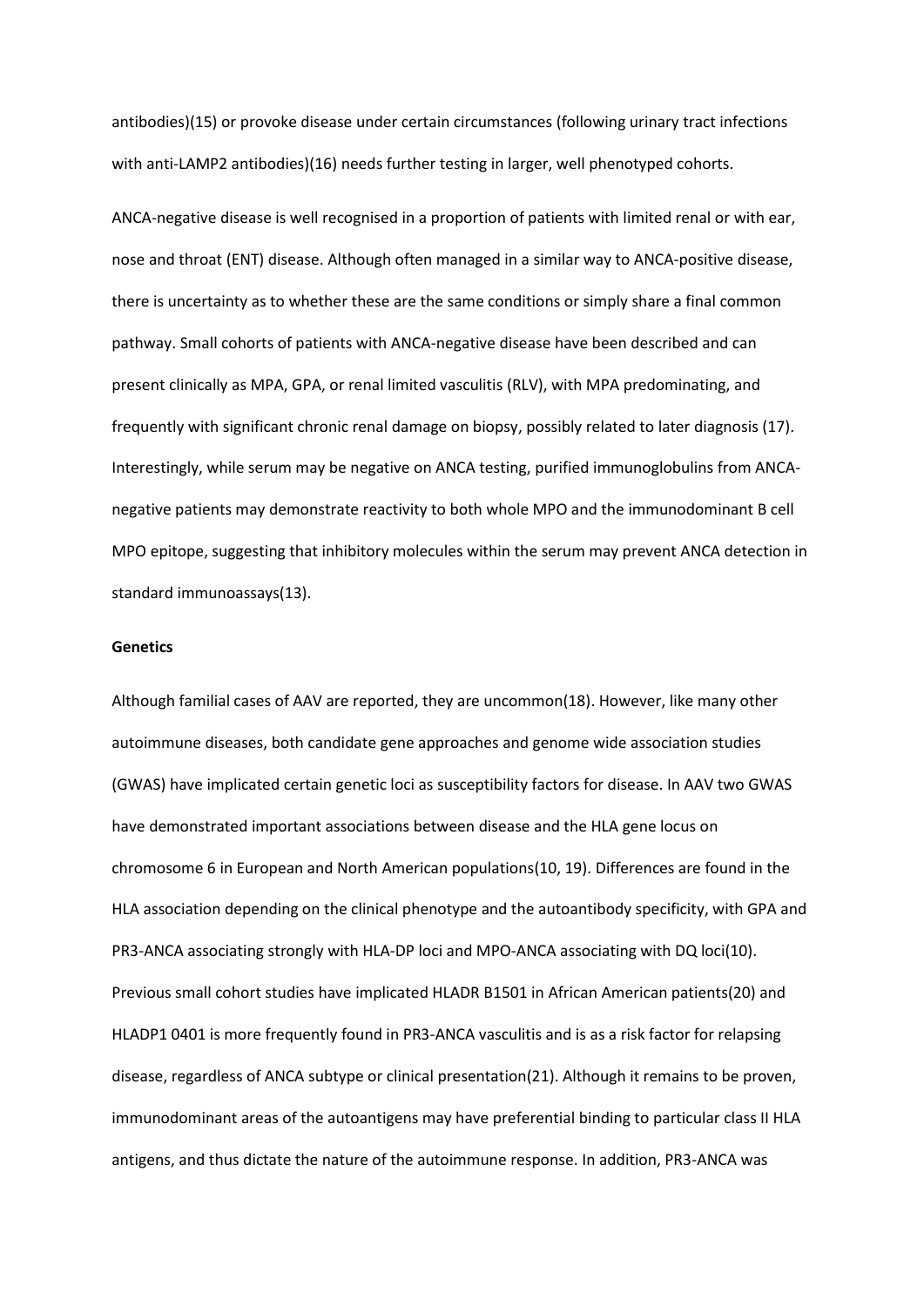antibodies)(15) or provoke disease under certain circumstances (following urinary tract infections with anti-LAMP2 antibodies)(16) needs further testing in larger, well phenotyped cohorts.

ANCA-negative disease is well recognised in a proportion of patients with limited renal or with ear, nose and throat (ENT) disease. Although often managed in a similar way to ANCA-positive disease, there is uncertainty as to whether these are the same conditions or simply share a final common pathway. Small cohorts of patients with ANCA-negative disease have been described and can present clinically as MPA, GPA, or renal limited vasculitis (RLV), with MPA predominating, and frequently with significant chronic renal damage on biopsy, possibly related to later diagnosis (17). Interestingly, while serum may be negative on ANCA testing, purified immunoglobulins from ANCA-negative patients may demonstrate reactivity to both whole MPO and the immunodominant B cell MPO epitope, suggesting that inhibitory molecules within the serum may prevent ANCA detection in standard immunoassays(13).

**Genetics**

Although familial cases of AAV are reported, they are uncommon(18). However, like many other autoimmune diseases, both candidate gene approaches and genome wide association studies (GWAS) have implicated certain genetic loci as susceptibility factors for disease. In AAV two GWAS have demonstrated important associations between disease and the HLA gene locus on chromosome 6 in European and North American populations(10, 19). Differences are found in the HLA association depending on the clinical phenotype and the autoantibody specificity, with GPA and PR3-ANCA associating strongly with HLA-DP loci and MPO-ANCA associating with DQ loci(10). Previous small cohort studies have implicated HLADR B1501 in African American patients(20) and HLADP1 0401 is more frequently found in PR3-ANCA vasculitis and is as a risk factor for relapsing disease, regardless of ANCA subtype or clinical presentation(21). Although it remains to be proven, immunodominant areas of the autoantigens may have preferential binding to particular class II HLA antigens, and thus dictate the nature of the autoimmune response. In addition, PR3-ANCA was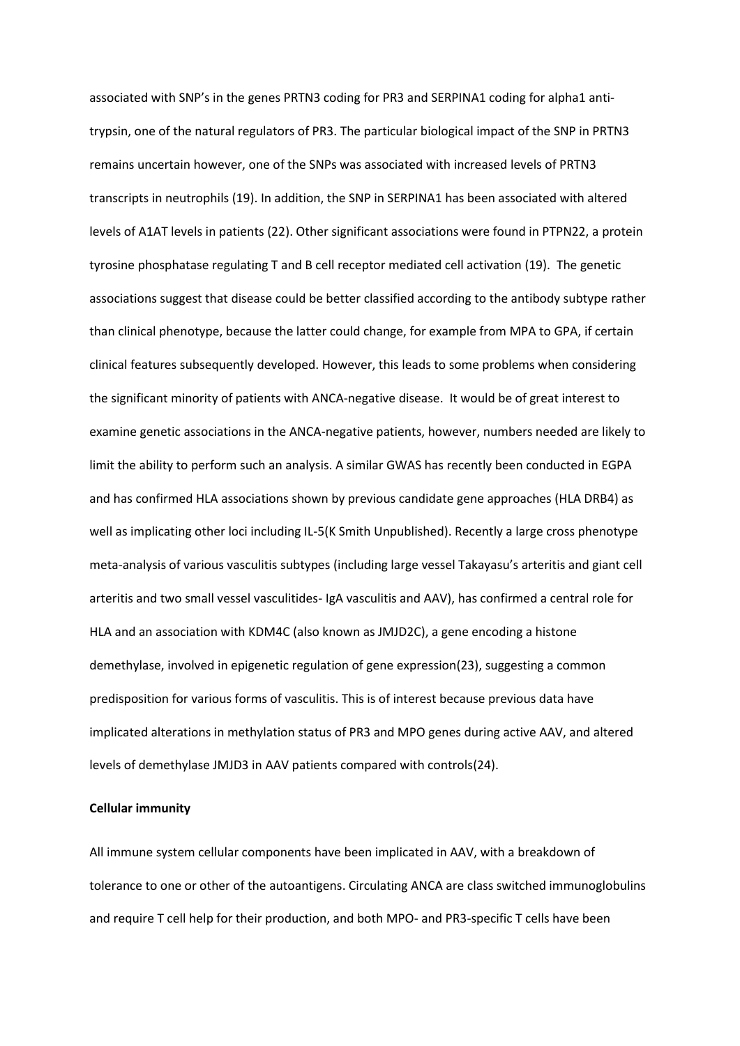associated with SNP's in the genes PRTN3 coding for PR3 and SERPINA1 coding for alpha1 anti-trypsin, one of the natural regulators of PR3. The particular biological impact of the SNP in PRTN3 remains uncertain however, one of the SNPs was associated with increased levels of PRTN3 transcripts in neutrophils (19). In addition, the SNP in SERPINA1 has been associated with altered levels of A1AT levels in patients (22). Other significant associations were found in PTPN22, a protein tyrosine phosphatase regulating T and B cell receptor mediated cell activation (19). The genetic associations suggest that disease could be better classified according to the antibody subtype rather than clinical phenotype, because the latter could change, for example from MPA to GPA, if certain clinical features subsequently developed. However, this leads to some problems when considering the significant minority of patients with ANCA-negative disease. It would be of great interest to examine genetic associations in the ANCA-negative patients, however, numbers needed are likely to limit the ability to perform such an analysis. A similar GWAS has recently been conducted in EGPA and has confirmed HLA associations shown by previous candidate gene approaches (HLA DRB4) as well as implicating other loci including IL-5(K Smith Unpublished). Recently a large cross phenotype meta-analysis of various vasculitis subtypes (including large vessel Takayasu's arteritis and giant cell arteritis and two small vessel vasculitides- IgA vasculitis and AAV), has confirmed a central role for HLA and an association with KDM4C (also known as JMJD2C), a gene encoding a histone demethylase, involved in epigenetic regulation of gene expression(23), suggesting a common predisposition for various forms of vasculitis. This is of interest because previous data have implicated alterations in methylation status of PR3 and MPO genes during active AAV, and altered levels of demethylase JMJD3 in AAV patients compared with controls(24).

**Cellular immunity**

All immune system cellular components have been implicated in AAV, with a breakdown of tolerance to one or other of the autoantigens. Circulating ANCA are class switched immunoglobulins and require T cell help for their production, and both MPO- and PR3-specific T cells have been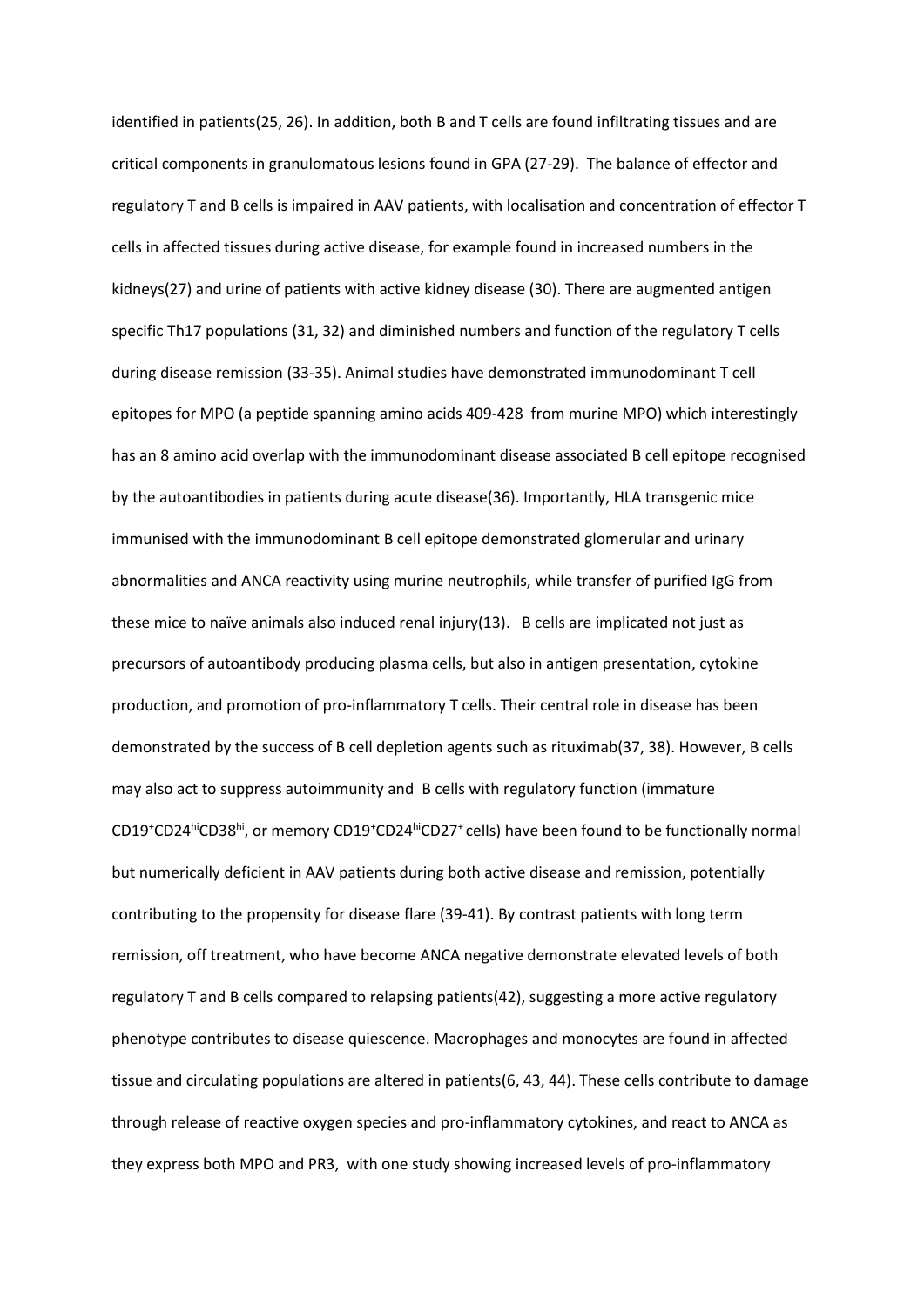identified in patients(25, 26). In addition, both B and T cells are found infiltrating tissues and are critical components in granulomatous lesions found in GPA (27-29). The balance of effector and regulatory T and B cells is impaired in AAV patients, with localisation and concentration of effector T cells in affected tissues during active disease, for example found in increased numbers in the kidneys(27) and urine of patients with active kidney disease (30). There are augmented antigen specific Th17 populations (31, 32) and diminished numbers and function of the regulatory T cells during disease remission (33-35). Animal studies have demonstrated immunodominant T cell epitopes for MPO (a peptide spanning amino acids 409-428 from murine MPO) which interestingly has an 8 amino acid overlap with the immunodominant disease associated B cell epitope recognised by the autoantibodies in patients during acute disease(36). Importantly, HLA transgenic mice immunised with the immunodominant B cell epitope demonstrated glomerular and urinary abnormalities and ANCA reactivity using murine neutrophils, while transfer of purified IgG from these mice to naïve animals also induced renal injury(13). B cells are implicated not just as precursors of autoantibody producing plasma cells, but also in antigen presentation, cytokine production, and promotion of pro-inflammatory T cells. Their central role in disease has been demonstrated by the success of B cell depletion agents such as rituximab(37, 38). However, B cells may also act to suppress autoimmunity and B cells with regulatory function (immature $CD19^{+}CD24^{hi}CD38^{hi}$, or memory $CD19^{+}CD24^{hi}CD27^{+}$ cells) have been found to be functionally normal but numerically deficient in AAV patients during both active disease and remission, potentially contributing to the propensity for disease flare (39-41). By contrast patients with long term remission, off treatment, who have become ANCA negative demonstrate elevated levels of both regulatory T and B cells compared to relapsing patients(42), suggesting a more active regulatory phenotype contributes to disease quiescence. Macrophages and monocytes are found in affected tissue and circulating populations are altered in patients(6, 43, 44). These cells contribute to damage through release of reactive oxygen species and pro-inflammatory cytokines, and react to ANCA as they express both MPO and PR3, with one study showing increased levels of pro-inflammatory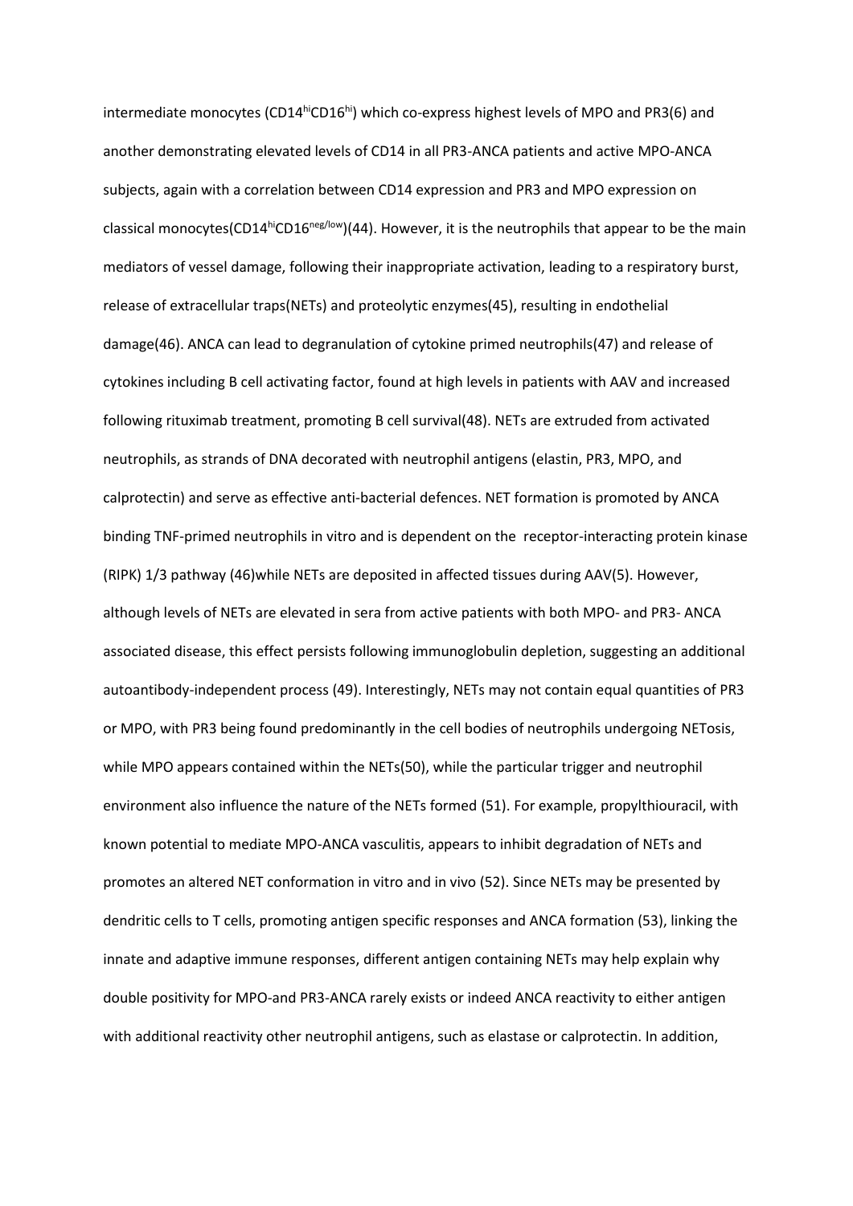intermediate monocytes ($CD14^{hi}CD16^{hi}$) which co-express highest levels of MPO and PR3(6) and another demonstrating elevated levels of CD14 in all PR3-ANCA patients and active MPO-ANCA subjects, again with a correlation between CD14 expression and PR3 and MPO expression on classical monocytes($CD14^{hi}CD16^{neg/low}$)(44). However, it is the neutrophils that appear to be the main mediators of vessel damage, following their inappropriate activation, leading to a respiratory burst, release of extracellular traps(NETs) and proteolytic enzymes(45), resulting in endothelial damage(46). ANCA can lead to degranulation of cytokine primed neutrophils(47) and release of cytokines including B cell activating factor, found at high levels in patients with AAV and increased following rituximab treatment, promoting B cell survival(48). NETs are extruded from activated neutrophils, as strands of DNA decorated with neutrophil antigens (elastin, PR3, MPO, and calprotectin) and serve as effective anti-bacterial defences. NET formation is promoted by ANCA binding TNF-primed neutrophils in vitro and is dependent on the receptor-interacting protein kinase (RIPK) 1/3 pathway (46)while NETs are deposited in affected tissues during AAV(5). However, although levels of NETs are elevated in sera from active patients with both MPO- and PR3- ANCA associated disease, this effect persists following immunoglobulin depletion, suggesting an additional autoantibody-independent process (49). Interestingly, NETs may not contain equal quantities of PR3 or MPO, with PR3 being found predominantly in the cell bodies of neutrophils undergoing NETosis, while MPO appears contained within the NETs(50), while the particular trigger and neutrophil environment also influence the nature of the NETs formed (51). For example, propylthiouracil, with known potential to mediate MPO-ANCA vasculitis, appears to inhibit degradation of NETs and promotes an altered NET conformation in vitro and in vivo (52). Since NETs may be presented by dendritic cells to T cells, promoting antigen specific responses and ANCA formation (53), linking the innate and adaptive immune responses, different antigen containing NETs may help explain why double positivity for MPO-and PR3-ANCA rarely exists or indeed ANCA reactivity to either antigen with additional reactivity other neutrophil antigens, such as elastase or calprotectin. In addition,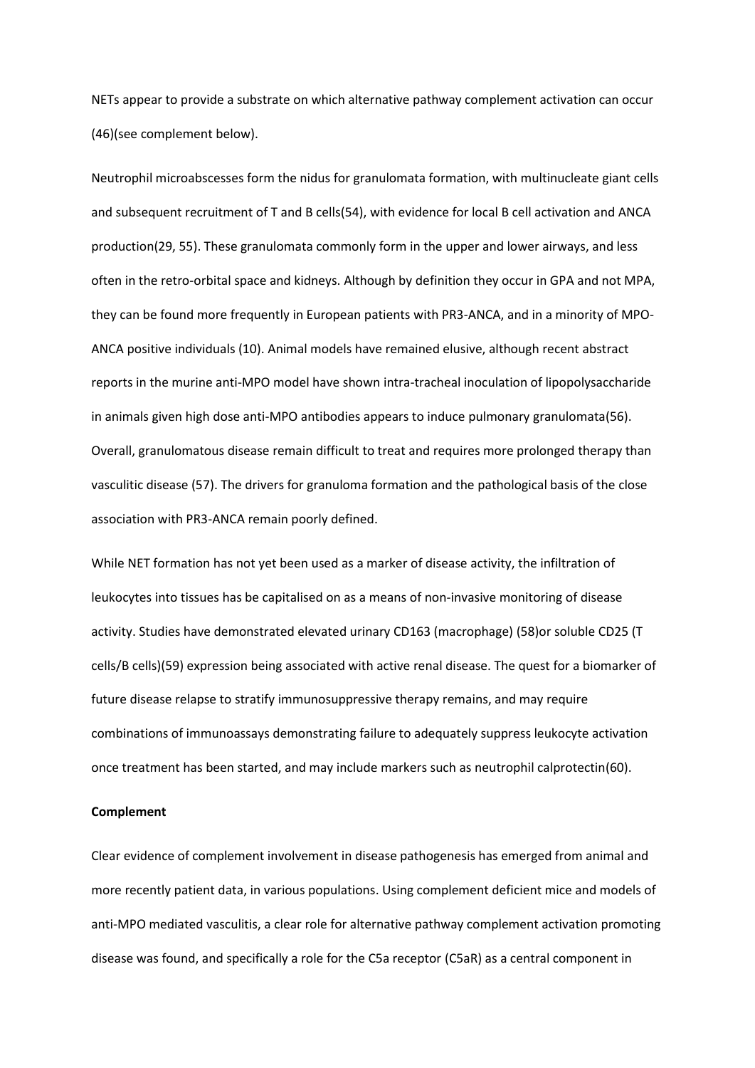NETs appear to provide a substrate on which alternative pathway complement activation can occur (46)(see complement below).

Neutrophil microabscesses form the nidus for granulomata formation, with multinucleate giant cells and subsequent recruitment of T and B cells(54), with evidence for local B cell activation and ANCA production(29, 55). These granulomata commonly form in the upper and lower airways, and less often in the retro-orbital space and kidneys. Although by definition they occur in GPA and not MPA, they can be found more frequently in European patients with PR3-ANCA, and in a minority of MPO-ANCA positive individuals (10). Animal models have remained elusive, although recent abstract reports in the murine anti-MPO model have shown intra-tracheal inoculation of lipopolysaccharide in animals given high dose anti-MPO antibodies appears to induce pulmonary granulomata(56). Overall, granulomatous disease remain difficult to treat and requires more prolonged therapy than vasculitic disease (57). The drivers for granuloma formation and the pathological basis of the close association with PR3-ANCA remain poorly defined.

While NET formation has not yet been used as a marker of disease activity, the infiltration of leukocytes into tissues has be capitalised on as a means of non-invasive monitoring of disease activity. Studies have demonstrated elevated urinary CD163 (macrophage) (58)or soluble CD25 (T cells/B cells)(59) expression being associated with active renal disease. The quest for a biomarker of future disease relapse to stratify immunosuppressive therapy remains, and may require combinations of immunoassays demonstrating failure to adequately suppress leukocyte activation once treatment has been started, and may include markers such as neutrophil calprotectin(60).

**Complement**

Clear evidence of complement involvement in disease pathogenesis has emerged from animal and more recently patient data, in various populations. Using complement deficient mice and models of anti-MPO mediated vasculitis, a clear role for alternative pathway complement activation promoting disease was found, and specifically a role for the C5a receptor (C5aR) as a central component in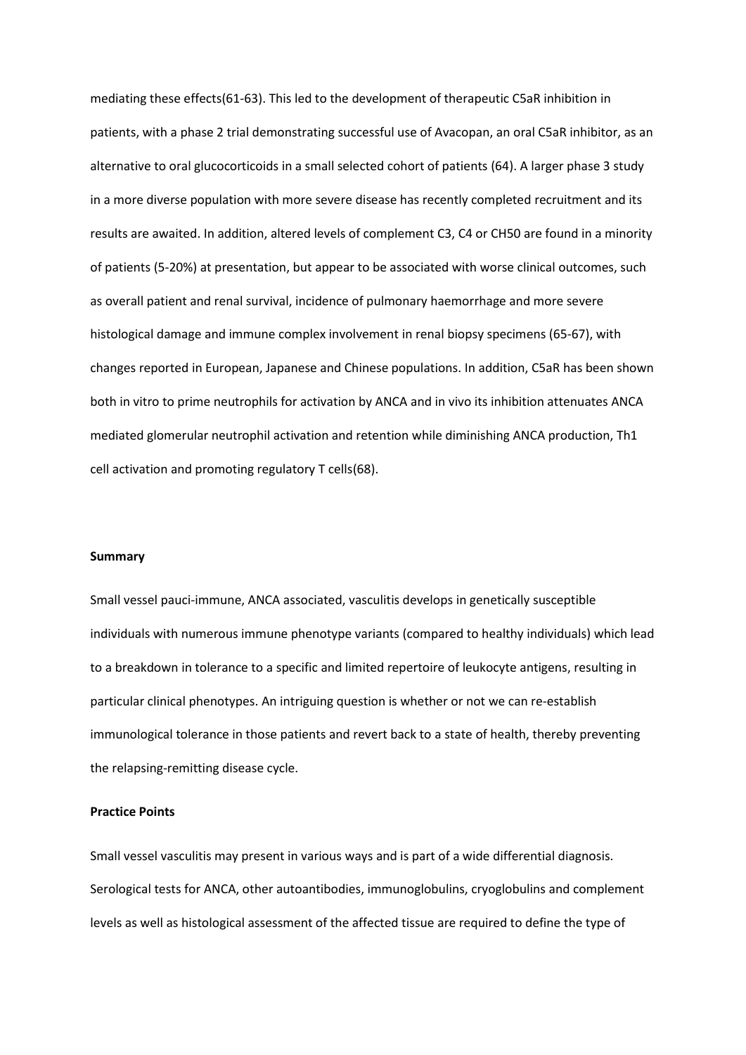mediating these effects(61-63). This led to the development of therapeutic C5aR inhibition in patients, with a phase 2 trial demonstrating successful use of Avacopan, an oral C5aR inhibitor, as an alternative to oral glucocorticoids in a small selected cohort of patients (64). A larger phase 3 study in a more diverse population with more severe disease has recently completed recruitment and its results are awaited. In addition, altered levels of complement C3, C4 or CH50 are found in a minority of patients (5-20%) at presentation, but appear to be associated with worse clinical outcomes, such as overall patient and renal survival, incidence of pulmonary haemorrhage and more severe histological damage and immune complex involvement in renal biopsy specimens (65-67), with changes reported in European, Japanese and Chinese populations. In addition, C5aR has been shown both in vitro to prime neutrophils for activation by ANCA and in vivo its inhibition attenuates ANCA mediated glomerular neutrophil activation and retention while diminishing ANCA production, Th1 cell activation and promoting regulatory T cells(68).

**Summary**

Small vessel pauci-immune, ANCA associated, vasculitis develops in genetically susceptible individuals with numerous immune phenotype variants (compared to healthy individuals) which lead to a breakdown in tolerance to a specific and limited repertoire of leukocyte antigens, resulting in particular clinical phenotypes. An intriguing question is whether or not we can re-establish immunological tolerance in those patients and revert back to a state of health, thereby preventing the relapsing-remitting disease cycle.

**Practice Points**

Small vessel vasculitis may present in various ways and is part of a wide differential diagnosis. Serological tests for ANCA, other autoantibodies, immunoglobulins, cryoglobulins and complement levels as well as histological assessment of the affected tissue are required to define the type of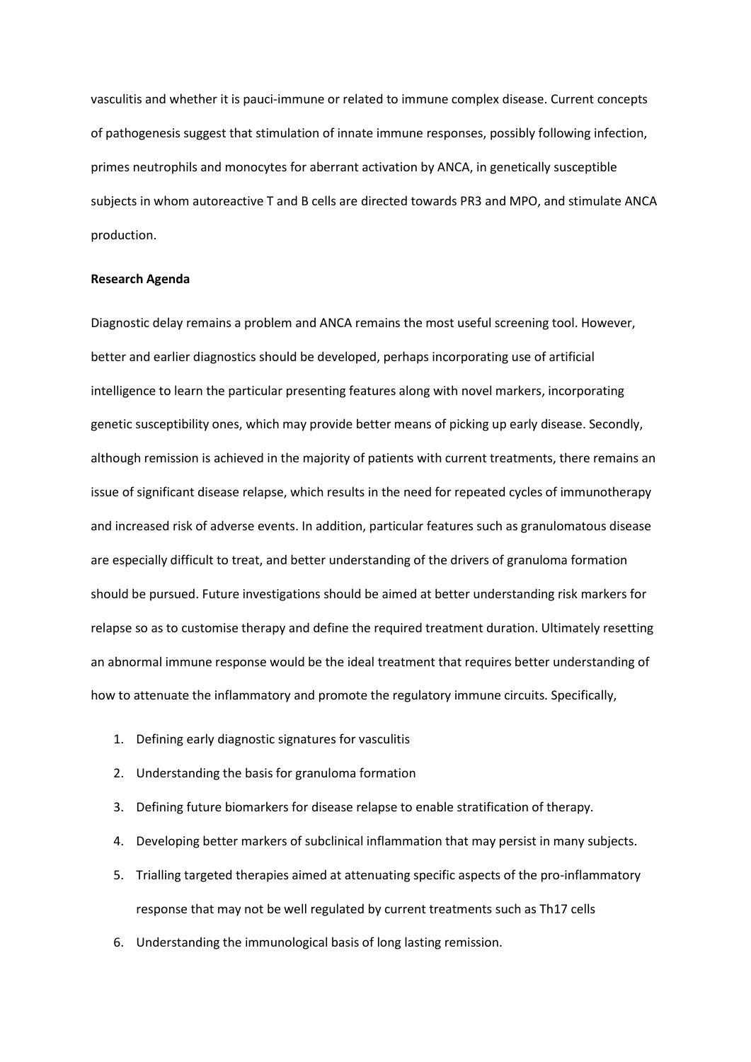vasculitis and whether it is pauci-immune or related to immune complex disease. Current concepts of pathogenesis suggest that stimulation of innate immune responses, possibly following infection, primes neutrophils and monocytes for aberrant activation by ANCA, in genetically susceptible subjects in whom autoreactive T and B cells are directed towards PR3 and MPO, and stimulate ANCA production.

**Research Agenda**

Diagnostic delay remains a problem and ANCA remains the most useful screening tool. However, better and earlier diagnostics should be developed, perhaps incorporating use of artificial intelligence to learn the particular presenting features along with novel markers, incorporating genetic susceptibility ones, which may provide better means of picking up early disease. Secondly, although remission is achieved in the majority of patients with current treatments, there remains an issue of significant disease relapse, which results in the need for repeated cycles of immunotherapy and increased risk of adverse events. In addition, particular features such as granulomatous disease are especially difficult to treat, and better understanding of the drivers of granuloma formation should be pursued. Future investigations should be aimed at better understanding risk markers for relapse so as to customise therapy and define the required treatment duration. Ultimately resetting an abnormal immune response would be the ideal treatment that requires better understanding of how to attenuate the inflammatory and promote the regulatory immune circuits. Specifically,

1. Defining early diagnostic signatures for vasculitis
2. Understanding the basis for granuloma formation
3. Defining future biomarkers for disease relapse to enable stratification of therapy.
4. Developing better markers of subclinical inflammation that may persist in many subjects.
5. Trialling targeted therapies aimed at attenuating specific aspects of the pro-inflammatory response that may not be well regulated by current treatments such as Th17 cells
6. Understanding the immunological basis of long lasting remission.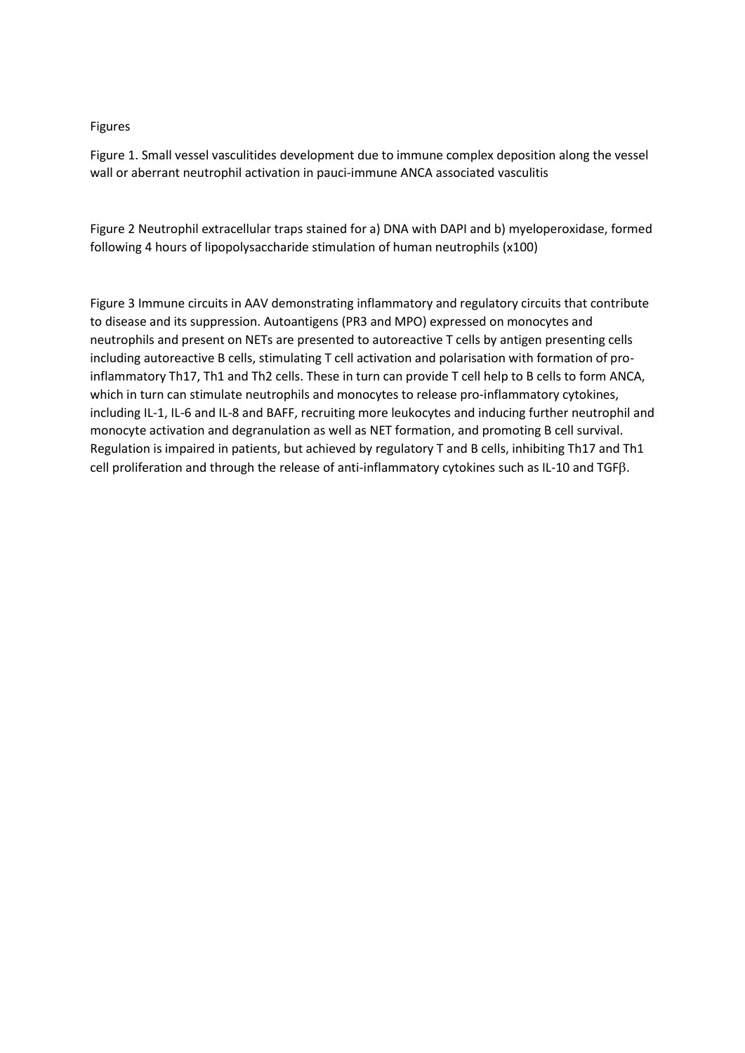Figures

Figure 1. Small vessel vasculitides development due to immune complex deposition along the vessel wall or aberrant neutrophil activation in pauci-immune ANCA associated vasculitis

Figure 2 Neutrophil extracellular traps stained for a) DNA with DAPI and b) myeloperoxidase, formed following 4 hours of lipopolysaccharide stimulation of human neutrophils (x100)

Figure 3 Immune circuits in AAV demonstrating inflammatory and regulatory circuits that contribute to disease and its suppression. Autoantigens (PR3 and MPO) expressed on monocytes and neutrophils and present on NETs are presented to autoreactive T cells by antigen presenting cells including autoreactive B cells, stimulating T cell activation and polarisation with formation of pro-inflammatory Th17, Th1 and Th2 cells. These in turn can provide T cell help to B cells to form ANCA, which in turn can stimulate neutrophils and monocytes to release pro-inflammatory cytokines, including IL-1, IL-6 and IL-8 and BAFF, recruiting more leukocytes and inducing further neutrophil and monocyte activation and degranulation as well as NET formation, and promoting B cell survival. Regulation is impaired in patients, but achieved by regulatory T and B cells, inhibiting Th17 and Th1 cell proliferation and through the release of anti-inflammatory cytokines such as IL-10 and TGF$\beta$.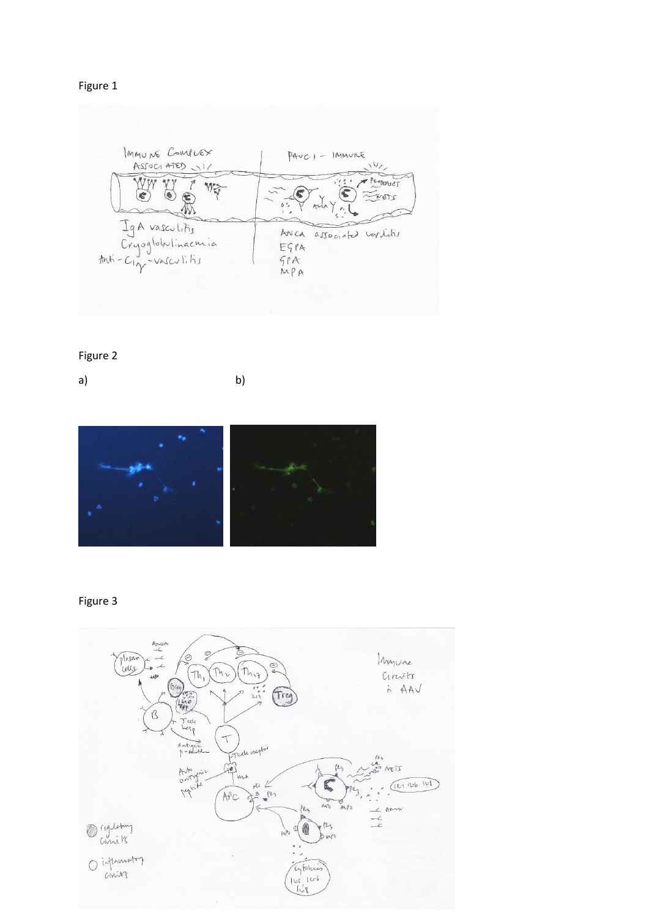Figure 1

Figure 2

a) b)

Figure 3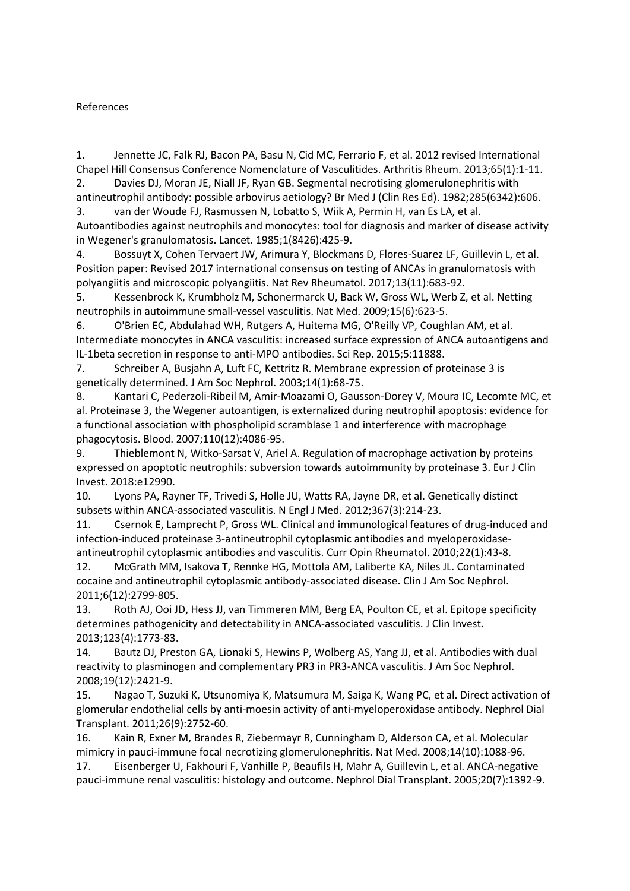References

1. Jennette JC, Falk RJ, Bacon PA, Basu N, Cid MC, Ferrario F, et al. 2012 revised International Chapel Hill Consensus Conference Nomenclature of Vasculitides. Arthritis Rheum. 2013;65(1):1-11.
2. Davies DJ, Moran JE, Niall JF, Ryan GB. Segmental necrotising glomerulonephritis with antineutrophil antibody: possible arbovirus aetiology? Br Med J (Clin Res Ed). 1982;285(6342):606.
3. van der Woude FJ, Rasmussen N, Lobatto S, Wiik A, Permin H, van Es LA, et al. Autoantibodies against neutrophils and monocytes: tool for diagnosis and marker of disease activity in Wegener's granulomatosis. Lancet. 1985;1(8426):425-9.
4. Bossuyt X, Cohen Tervaert JW, Arimura Y, Blockmans D, Flores-Suarez LF, Guillevin L, et al. Position paper: Revised 2017 international consensus on testing of ANCAs in granulomatosis with polyangiitis and microscopic polyangiitis. Nat Rev Rheumatol. 2017;13(11):683-92.
5. Kessenbrock K, Krumbholz M, Schonermarck U, Back W, Gross WL, Werb Z, et al. Netting neutrophils in autoimmune small-vessel vasculitis. Nat Med. 2009;15(6):623-5.
6. O'Brien EC, Abdulahad WH, Rutgers A, Huitema MG, O'Reilly VP, Coughlan AM, et al. Intermediate monocytes in ANCA vasculitis: increased surface expression of ANCA autoantigens and IL-1beta secretion in response to anti-MPO antibodies. Sci Rep. 2015;5:11888.
7. Schreiber A, Busjahn A, Luft FC, Kettritz R. Membrane expression of proteinase 3 is genetically determined. J Am Soc Nephrol. 2003;14(1):68-75.
8. Kantari C, Pederzoli-Ribeil M, Amir-Moazami O, Gausson-Dorey V, Moura IC, Lecomte MC, et al. Proteinase 3, the Wegener autoantigen, is externalized during neutrophil apoptosis: evidence for a functional association with phospholipid scramblase 1 and interference with macrophage phagocytosis. Blood. 2007;110(12):4086-95.
9. Thieblemont N, Witko-Sarsat V, Ariel A. Regulation of macrophage activation by proteins expressed on apoptotic neutrophils: subversion towards autoimmunity by proteinase 3. Eur J Clin Invest. 2018:e12990.
10. Lyons PA, Rayner TF, Trivedi S, Holle JU, Watts RA, Jayne DR, et al. Genetically distinct subsets within ANCA-associated vasculitis. N Engl J Med. 2012;367(3):214-23.
11. Csernok E, Lamprecht P, Gross WL. Clinical and immunological features of drug-induced and infection-induced proteinase 3-antineutrophil cytoplasmic antibodies and myeloperoxidase-antineutrophil cytoplasmic antibodies and vasculitis. Curr Opin Rheumatol. 2010;22(1):43-8.
12. McGrath MM, Isakova T, Rennke HG, Mottola AM, Laliberte KA, Niles JL. Contaminated cocaine and antineutrophil cytoplasmic antibody-associated disease. Clin J Am Soc Nephrol. 2011;6(12):2799-805.
13. Roth AJ, Ooi JD, Hess JJ, van Timmeren MM, Berg EA, Poulton CE, et al. Epitope specificity determines pathogenicity and detectability in ANCA-associated vasculitis. J Clin Invest. 2013;123(4):1773-83.
14. Bautz DJ, Preston GA, Lionaki S, Hewins P, Wolberg AS, Yang JJ, et al. Antibodies with dual reactivity to plasminogen and complementary PR3 in PR3-ANCA vasculitis. J Am Soc Nephrol. 2008;19(12):2421-9.
15. Nagao T, Suzuki K, Utsunomiya K, Matsumura M, Saiga K, Wang PC, et al. Direct activation of glomerular endothelial cells by anti-moesin activity of anti-myeloperoxidase antibody. Nephrol Dial Transplant. 2011;26(9):2752-60.
16. Kain R, Exner M, Brandes R, Ziebermayr R, Cunningham D, Alderson CA, et al. Molecular mimicry in pauci-immune focal necrotizing glomerulonephritis. Nat Med. 2008;14(10):1088-96.
17. Eisenberger U, Fakhouri F, Vanhille P, Beaufils H, Mahr A, Guillevin L, et al. ANCA-negative pauci-immune renal vasculitis: histology and outcome. Nephrol Dial Transplant. 2005;20(7):1392-9.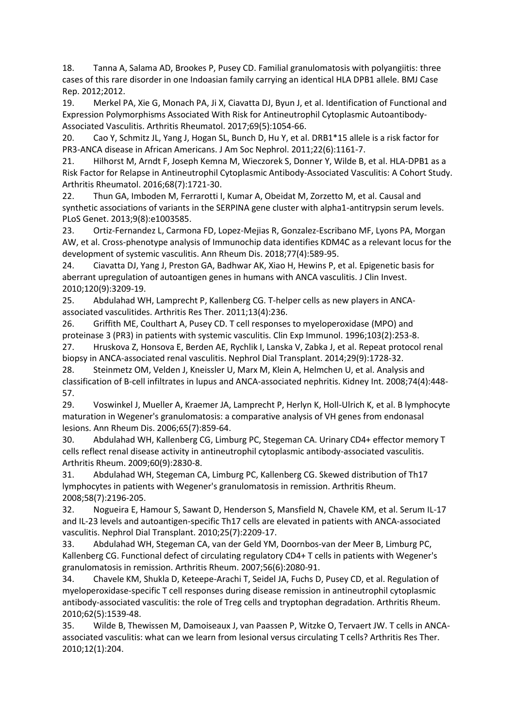18. Tanna A, Salama AD, Brookes P, Pusey CD. Familial granulomatosis with polyangiitis: three cases of this rare disorder in one Indoasian family carrying an identical HLA DPB1 allele. BMJ Case Rep. 2012;2012.
19. Merkel PA, Xie G, Monach PA, Ji X, Ciavatta DJ, Byun J, et al. Identification of Functional and Expression Polymorphisms Associated With Risk for Antineutrophil Cytoplasmic Autoantibody-Associated Vasculitis. Arthritis Rheumatol. 2017;69(5):1054-66.
20. Cao Y, Schmitz JL, Yang J, Hogan SL, Bunch D, Hu Y, et al. DRB1*15 allele is a risk factor for PR3-ANCA disease in African Americans. J Am Soc Nephrol. 2011;22(6):1161-7.
21. Hilhorst M, Arndt F, Joseph Kemna M, Wieczorek S, Donner Y, Wilde B, et al. HLA-DPB1 as a Risk Factor for Relapse in Antineutrophil Cytoplasmic Antibody-Associated Vasculitis: A Cohort Study. Arthritis Rheumatol. 2016;68(7):1721-30.
22. Thun GA, Imboden M, Ferrarotti I, Kumar A, Obeidat M, Zorzetto M, et al. Causal and synthetic associations of variants in the SERPINA gene cluster with alpha1-antitrypsin serum levels. PLoS Genet. 2013;9(8):e1003585.
23. Ortiz-Fernandez L, Carmona FD, Lopez-Mejias R, Gonzalez-Escribano MF, Lyons PA, Morgan AW, et al. Cross-phenotype analysis of Immunochip data identifies KDM4C as a relevant locus for the development of systemic vasculitis. Ann Rheum Dis. 2018;77(4):589-95.
24. Ciavatta DJ, Yang J, Preston GA, Badhwar AK, Xiao H, Hewins P, et al. Epigenetic basis for aberrant upregulation of autoantigen genes in humans with ANCA vasculitis. J Clin Invest. 2010;120(9):3209-19.
25. Abdulahad WH, Lamprecht P, Kallenberg CG. T-helper cells as new players in ANCA-associated vasculitides. Arthritis Res Ther. 2011;13(4):236.
26. Griffith ME, Coulthart A, Pusey CD. T cell responses to myeloperoxidase (MPO) and proteinase 3 (PR3) in patients with systemic vasculitis. Clin Exp Immunol. 1996;103(2):253-8.
27. Hruskova Z, Honsova E, Berden AE, Rychlik I, Lanska V, Zabka J, et al. Repeat protocol renal biopsy in ANCA-associated renal vasculitis. Nephrol Dial Transplant. 2014;29(9):1728-32.
28. Steinmetz OM, Velden J, Kneissler U, Marx M, Klein A, Helmchen U, et al. Analysis and classification of B-cell infiltrates in lupus and ANCA-associated nephritis. Kidney Int. 2008;74(4):448-57.
29. Voswinkel J, Mueller A, Kraemer JA, Lamprecht P, Herlyn K, Holl-Ulrich K, et al. B lymphocyte maturation in Wegener's granulomatosis: a comparative analysis of VH genes from endonasal lesions. Ann Rheum Dis. 2006;65(7):859-64.
30. Abdulahad WH, Kallenberg CG, Limburg PC, Stegeman CA. Urinary CD4+ effector memory T cells reflect renal disease activity in antineutrophil cytoplasmic antibody-associated vasculitis. Arthritis Rheum. 2009;60(9):2830-8.
31. Abdulahad WH, Stegeman CA, Limburg PC, Kallenberg CG. Skewed distribution of Th17 lymphocytes in patients with Wegener's granulomatosis in remission. Arthritis Rheum. 2008;58(7):2196-205.
32. Nogueira E, Hamour S, Sawant D, Henderson S, Mansfield N, Chavele KM, et al. Serum IL-17 and IL-23 levels and autoantigen-specific Th17 cells are elevated in patients with ANCA-associated vasculitis. Nephrol Dial Transplant. 2010;25(7):2209-17.
33. Abdulahad WH, Stegeman CA, van der Geld YM, Doornbos-van der Meer B, Limburg PC, Kallenberg CG. Functional defect of circulating regulatory CD4+ T cells in patients with Wegener's granulomatosis in remission. Arthritis Rheum. 2007;56(6):2080-91.
34. Chavele KM, Shukla D, Keteepe-Arachi T, Seidel JA, Fuchs D, Pusey CD, et al. Regulation of myeloperoxidase-specific T cell responses during disease remission in antineutrophil cytoplasmic antibody-associated vasculitis: the role of Treg cells and tryptophan degradation. Arthritis Rheum. 2010;62(5):1539-48.
35. Wilde B, Thewissen M, Damoiseaux J, van Paassen P, Witzke O, Tervaert JW. T cells in ANCA-associated vasculitis: what can we learn from lesional versus circulating T cells? Arthritis Res Ther. 2010;12(1):204.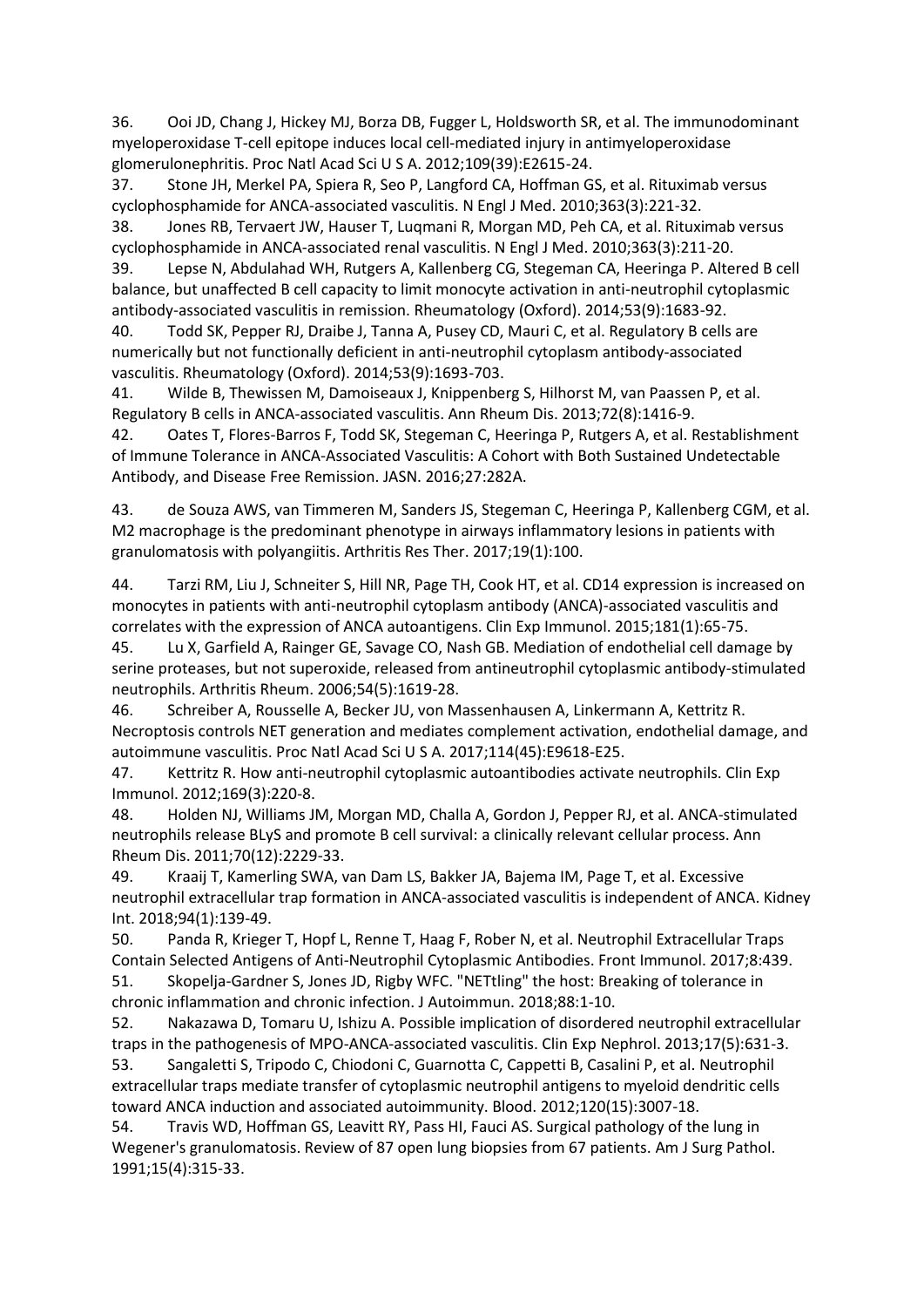36. Ooi JD, Chang J, Hickey MJ, Borza DB, Fugger L, Holdsworth SR, et al. The immunodominant myeloperoxidase T-cell epitope induces local cell-mediated injury in antimyeloperoxidase glomerulonephritis. Proc Natl Acad Sci U S A. 2012;109(39):E2615-24.

37. Stone JH, Merkel PA, Spiera R, Seo P, Langford CA, Hoffman GS, et al. Rituximab versus cyclophosphamide for ANCA-associated vasculitis. N Engl J Med. 2010;363(3):221-32.

38. Jones RB, Tervaert JW, Hauser T, Luqmani R, Morgan MD, Peh CA, et al. Rituximab versus cyclophosphamide in ANCA-associated renal vasculitis. N Engl J Med. 2010;363(3):211-20.

39. Lepse N, Abdulahad WH, Rutgers A, Kallenberg CG, Stegeman CA, Heeringa P. Altered B cell balance, but unaffected B cell capacity to limit monocyte activation in anti-neutrophil cytoplasmic antibody-associated vasculitis in remission. Rheumatology (Oxford). 2014;53(9):1683-92.

40. Todd SK, Pepper RJ, Draibe J, Tanna A, Pusey CD, Mauri C, et al. Regulatory B cells are numerically but not functionally deficient in anti-neutrophil cytoplasm antibody-associated vasculitis. Rheumatology (Oxford). 2014;53(9):1693-703.

41. Wilde B, Thewissen M, Damoiseaux J, Knippenberg S, Hilhorst M, van Paassen P, et al. Regulatory B cells in ANCA-associated vasculitis. Ann Rheum Dis. 2013;72(8):1416-9.

42. Oates T, Flores-Barros F, Todd SK, Stegeman C, Heeringa P, Rutgers A, et al. Restablishment of Immune Tolerance in ANCA-Associated Vasculitis: A Cohort with Both Sustained Undetectable Antibody, and Disease Free Remission. JASN. 2016;27:282A.

43. de Souza AWS, van Timmeren M, Sanders JS, Stegeman C, Heeringa P, Kallenberg CGM, et al. M2 macrophage is the predominant phenotype in airways inflammatory lesions in patients with granulomatosis with polyangiitis. Arthritis Res Ther. 2017;19(1):100.

44. Tarzi RM, Liu J, Schneiter S, Hill NR, Page TH, Cook HT, et al. CD14 expression is increased on monocytes in patients with anti-neutrophil cytoplasm antibody (ANCA)-associated vasculitis and correlates with the expression of ANCA autoantigens. Clin Exp Immunol. 2015;181(1):65-75.

45. Lu X, Garfield A, Rainger GE, Savage CO, Nash GB. Mediation of endothelial cell damage by serine proteases, but not superoxide, released from antineutrophil cytoplasmic antibody-stimulated neutrophils. Arthritis Rheum. 2006;54(5):1619-28.

46. Schreiber A, Rousselle A, Becker JU, von Massenhausen A, Linkermann A, Kettritz R. Necroptosis controls NET generation and mediates complement activation, endothelial damage, and autoimmune vasculitis. Proc Natl Acad Sci U S A. 2017;114(45):E9618-E25.

47. Kettritz R. How anti-neutrophil cytoplasmic autoantibodies activate neutrophils. Clin Exp Immunol. 2012;169(3):220-8.

48. Holden NJ, Williams JM, Morgan MD, Challa A, Gordon J, Pepper RJ, et al. ANCA-stimulated neutrophils release BLyS and promote B cell survival: a clinically relevant cellular process. Ann Rheum Dis. 2011;70(12):2229-33.

49. Kraaij T, Kamerling SWA, van Dam LS, Bakker JA, Bajema IM, Page T, et al. Excessive neutrophil extracellular trap formation in ANCA-associated vasculitis is independent of ANCA. Kidney Int. 2018;94(1):139-49.

50. Panda R, Krieger T, Hopf L, Renne T, Haag F, Rober N, et al. Neutrophil Extracellular Traps Contain Selected Antigens of Anti-Neutrophil Cytoplasmic Antibodies. Front Immunol. 2017;8:439.

51. Skopelja-Gardner S, Jones JD, Rigby WFC. "NETtling" the host: Breaking of tolerance in chronic inflammation and chronic infection. J Autoimmun. 2018;88:1-10.

52. Nakazawa D, Tomaru U, Ishizu A. Possible implication of disordered neutrophil extracellular traps in the pathogenesis of MPO-ANCA-associated vasculitis. Clin Exp Nephrol. 2013;17(5):631-3.

53. Sangaletti S, Tripodo C, Chiodoni C, Guarnotta C, Cappetti B, Casalini P, et al. Neutrophil extracellular traps mediate transfer of cytoplasmic neutrophil antigens to myeloid dendritic cells toward ANCA induction and associated autoimmunity. Blood. 2012;120(15):3007-18.

54. Travis WD, Hoffman GS, Leavitt RY, Pass HI, Fauci AS. Surgical pathology of the lung in Wegener's granulomatosis. Review of 87 open lung biopsies from 67 patients. Am J Surg Pathol. 1991;15(4):315-33.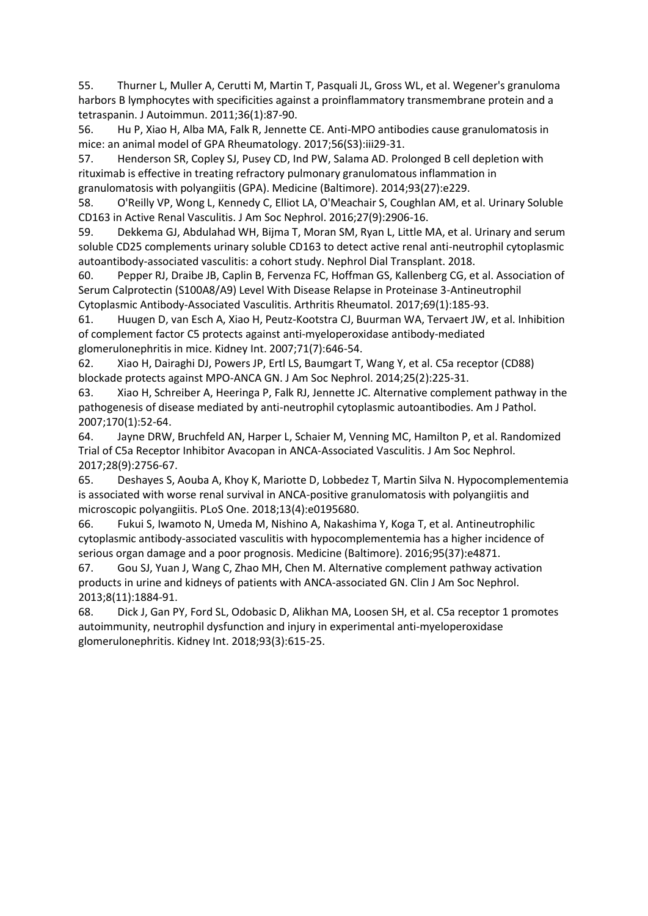55. Thurner L, Muller A, Cerutti M, Martin T, Pasquali JL, Gross WL, et al. Wegener's granuloma harbors B lymphocytes with specificities against a proinflammatory transmembrane protein and a tetraspanin. J Autoimmun. 2011;36(1):87-90.

56. Hu P, Xiao H, Alba MA, Falk R, Jennette CE. Anti-MPO antibodies cause granulomatosis in mice: an animal model of GPA Rheumatology. 2017;56(S3):iii29-31.

57. Henderson SR, Copley SJ, Pusey CD, Ind PW, Salama AD. Prolonged B cell depletion with rituximab is effective in treating refractory pulmonary granulomatous inflammation in granulomatosis with polyangiitis (GPA). Medicine (Baltimore). 2014;93(27):e229.

58. O'Reilly VP, Wong L, Kennedy C, Elliot LA, O'Meachair S, Coughlan AM, et al. Urinary Soluble CD163 in Active Renal Vasculitis. J Am Soc Nephrol. 2016;27(9):2906-16.

59. Dekkema GJ, Abdulahad WH, Bijma T, Moran SM, Ryan L, Little MA, et al. Urinary and serum soluble CD25 complements urinary soluble CD163 to detect active renal anti-neutrophil cytoplasmic autoantibody-associated vasculitis: a cohort study. Nephrol Dial Transplant. 2018.

60. Pepper RJ, Draibe JB, Caplin B, Fervenza FC, Hoffman GS, Kallenberg CG, et al. Association of Serum Calprotectin (S100A8/A9) Level With Disease Relapse in Proteinase 3-Antineutrophil Cytoplasmic Antibody-Associated Vasculitis. Arthritis Rheumatol. 2017;69(1):185-93.

61. Huugen D, van Esch A, Xiao H, Peutz-Kootstra CJ, Buurman WA, Tervaert JW, et al. Inhibition of complement factor C5 protects against anti-myeloperoxidase antibody-mediated glomerulonephritis in mice. Kidney Int. 2007;71(7):646-54.

62. Xiao H, Dairaghi DJ, Powers JP, Ertl LS, Baumgart T, Wang Y, et al. C5a receptor (CD88) blockade protects against MPO-ANCA GN. J Am Soc Nephrol. 2014;25(2):225-31.

63. Xiao H, Schreiber A, Heeringa P, Falk RJ, Jennette JC. Alternative complement pathway in the pathogenesis of disease mediated by anti-neutrophil cytoplasmic autoantibodies. Am J Pathol. 2007;170(1):52-64.

64. Jayne DRW, Bruchfeld AN, Harper L, Schaier M, Venning MC, Hamilton P, et al. Randomized Trial of C5a Receptor Inhibitor Avacopan in ANCA-Associated Vasculitis. J Am Soc Nephrol. 2017;28(9):2756-67.

65. Deshayes S, Aouba A, Khoy K, Mariotte D, Lobbedez T, Martin Silva N. Hypocomplementemia is associated with worse renal survival in ANCA-positive granulomatosis with polyangiitis and microscopic polyangiitis. PLoS One. 2018;13(4):e0195680.

66. Fukui S, Iwamoto N, Umeda M, Nishino A, Nakashima Y, Koga T, et al. Antineutrophilic cytoplasmic antibody-associated vasculitis with hypocomplementemia has a higher incidence of serious organ damage and a poor prognosis. Medicine (Baltimore). 2016;95(37):e4871.

67. Gou SJ, Yuan J, Wang C, Zhao MH, Chen M. Alternative complement pathway activation products in urine and kidneys of patients with ANCA-associated GN. Clin J Am Soc Nephrol. 2013;8(11):1884-91.

68. Dick J, Gan PY, Ford SL, Odobasic D, Alikhan MA, Loosen SH, et al. C5a receptor 1 promotes autoimmunity, neutrophil dysfunction and injury in experimental anti-myeloperoxidase glomerulonephritis. Kidney Int. 2018;93(3):615-25.